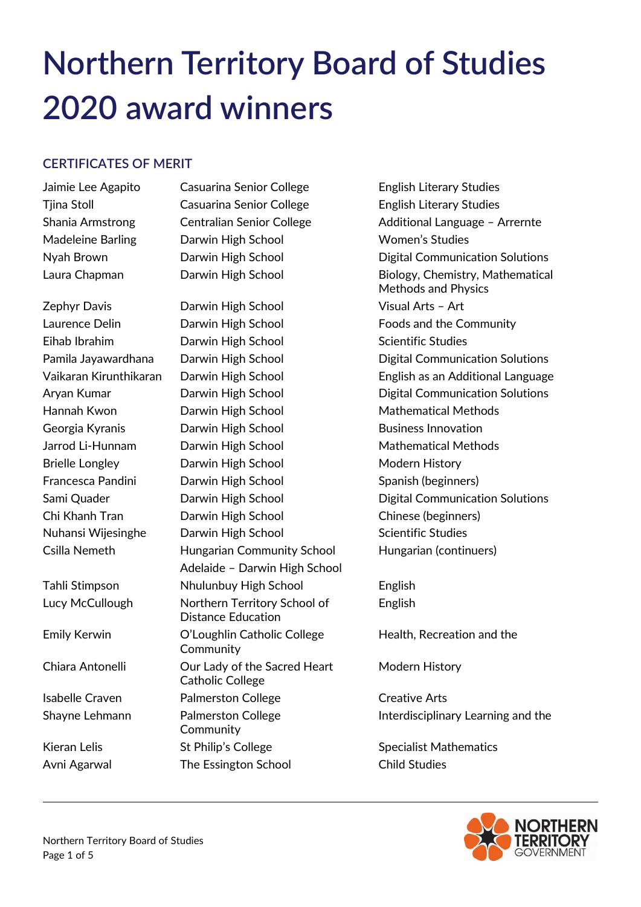# Northern Territory Board of Studies 2020 award winners

## CERTIFICATES OF MERIT

| Name | School | Subject |
|---|---|---|
| Jaimie Lee Agapito | Casuarina Senior College | English Literary Studies |
| Tjina Stoll | Casuarina Senior College | English Literary Studies |
| Shania Armstrong | Centralian Senior College | Additional Language – Arrernte |
| Madeleine Barling | Darwin High School | Women's Studies |
| Nyah Brown | Darwin High School | Digital Communication Solutions |
| Laura Chapman | Darwin High School | Biology, Chemistry, Mathematical Methods and Physics |
| Zephyr Davis | Darwin High School | Visual Arts – Art |
| Laurence Delin | Darwin High School | Foods and the Community |
| Eihab Ibrahim | Darwin High School | Scientific Studies |
| Pamila Jayawardhana | Darwin High School | Digital Communication Solutions |
| Vaikaran Kirunthikaran | Darwin High School | English as an Additional Language |
| Aryan Kumar | Darwin High School | Digital Communication Solutions |
| Hannah Kwon | Darwin High School | Mathematical Methods |
| Georgia Kyranis | Darwin High School | Business Innovation |
| Jarrod Li-Hunnam | Darwin High School | Mathematical Methods |
| Brielle Longley | Darwin High School | Modern History |
| Francesca Pandini | Darwin High School | Spanish (beginners) |
| Sami Quader | Darwin High School | Digital Communication Solutions |
| Chi Khanh Tran | Darwin High School | Chinese (beginners) |
| Nuhansi Wijesinghe | Darwin High School | Scientific Studies |
| Csilla Nemeth | Hungarian Community School Adelaide – Darwin High School | Hungarian (continuers) |
| Tahli Stimpson | Nhulunbuy High School | English |
| Lucy McCullough | Northern Territory School of Distance Education | English |
| Emily Kerwin | O'Loughlin Catholic College | Health, Recreation and the Community |
| Chiara Antonelli | Our Lady of the Sacred Heart Catholic College | Modern History |
| Isabelle Craven | Palmerston College | Creative Arts |
| Shayne Lehmann | Palmerston College | Interdisciplinary Learning and the Community |
| Kieran Lelis | St Philip's College | Specialist Mathematics |
| Avni Agarwal | The Essington School | Child Studies |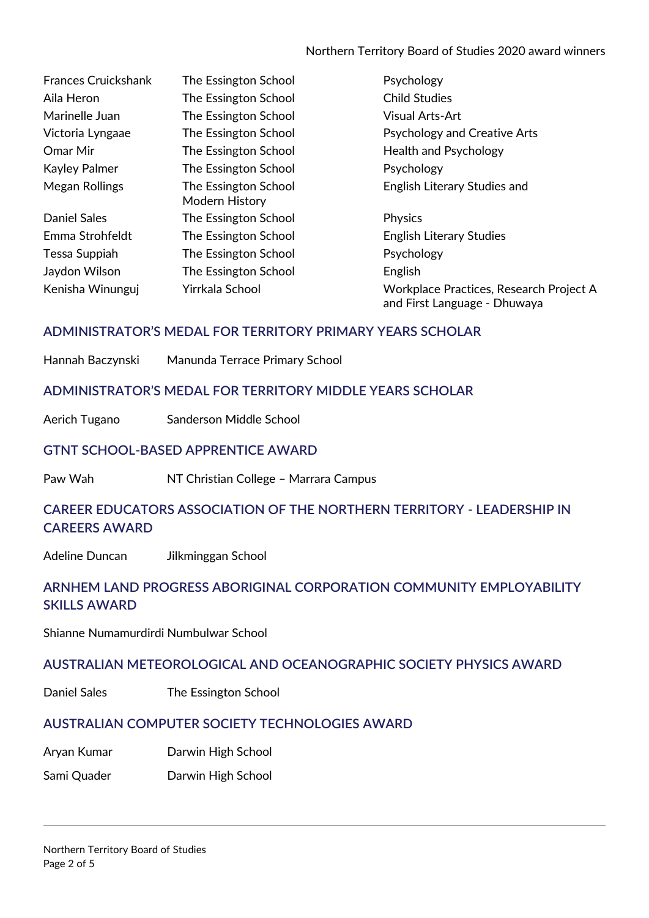| | | |
|---|---|---|
| Frances Cruickshank | The Essington School | Psychology |
| Aila Heron | The Essington School | Child Studies |
| Marinelle Juan | The Essington School | Visual Arts-Art |
| Victoria Lyngaae | The Essington School | Psychology and Creative Arts |
| Omar Mir | The Essington School | Health and Psychology |
| Kayley Palmer | The Essington School | Psychology |
| Megan Rollings | The Essington School | English Literary Studies and Modern History |
| Daniel Sales | The Essington School | Physics |
| Emma Strohfeldt | The Essington School | English Literary Studies |
| Tessa Suppiah | The Essington School | Psychology |
| Jaydon Wilson | The Essington School | English |
| Kenisha Winunguj | Yirrkala School | Workplace Practices, Research Project A and First Language - Dhuwaya |

## ADMINISTRATOR'S MEDAL FOR TERRITORY PRIMARY YEARS SCHOLAR

Hannah Baczynski Manunda Terrace Primary School

## ADMINISTRATOR'S MEDAL FOR TERRITORY MIDDLE YEARS SCHOLAR

Aerich Tugano Sanderson Middle School

## GTNT SCHOOL-BASED APPRENTICE AWARD

Paw Wah NT Christian College – Marrara Campus

## CAREER EDUCATORS ASSOCIATION OF THE NORTHERN TERRITORY - LEADERSHIP IN CAREERS AWARD

Adeline Duncan Jilkminggan School

## ARNHEM LAND PROGRESS ABORIGINAL CORPORATION COMMUNITY EMPLOYABILITY SKILLS AWARD

Shianne Numamurdirdi Numbulwar School

## AUSTRALIAN METEOROLOGICAL AND OCEANOGRAPHIC SOCIETY PHYSICS AWARD

Daniel Sales The Essington School

## AUSTRALIAN COMPUTER SOCIETY TECHNOLOGIES AWARD

Aryan Kumar Darwin High School

Sami Quader Darwin High School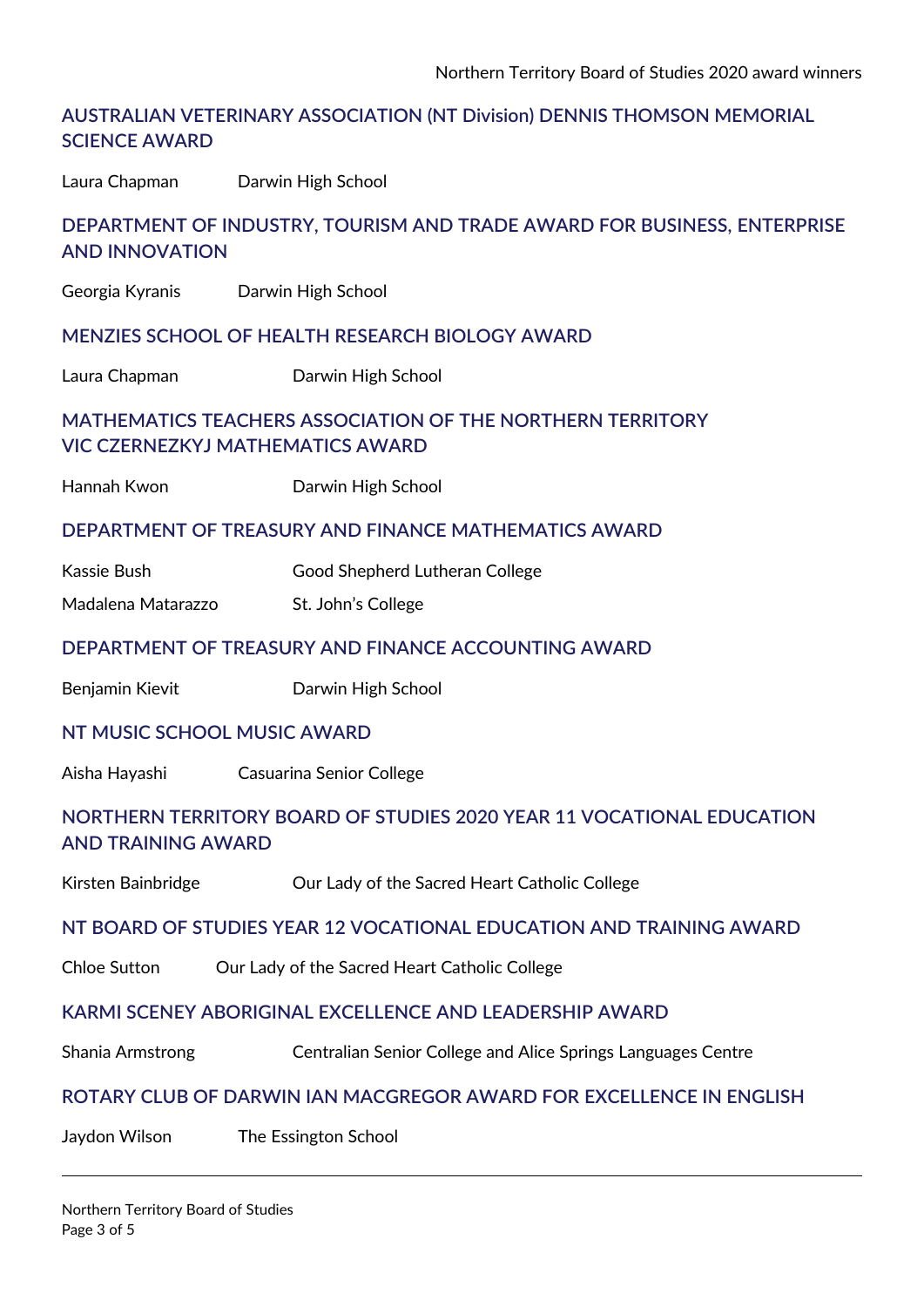## AUSTRALIAN VETERINARY ASSOCIATION (NT Division) DENNIS THOMSON MEMORIAL SCIENCE AWARD

Laura Chapman Darwin High School

## DEPARTMENT OF INDUSTRY, TOURISM AND TRADE AWARD FOR BUSINESS, ENTERPRISE AND INNOVATION

Georgia Kyranis Darwin High School

## MENZIES SCHOOL OF HEALTH RESEARCH BIOLOGY AWARD

Laura Chapman Darwin High School

## MATHEMATICS TEACHERS ASSOCIATION OF THE NORTHERN TERRITORY VIC CZERNEZKYJ MATHEMATICS AWARD

Hannah Kwon Darwin High School

## DEPARTMENT OF TREASURY AND FINANCE MATHEMATICS AWARD

Kassie Bush Good Shepherd Lutheran College

Madalena Matarazzo St. John's College

## DEPARTMENT OF TREASURY AND FINANCE ACCOUNTING AWARD

Benjamin Kievit Darwin High School

## NT MUSIC SCHOOL MUSIC AWARD

Aisha Hayashi Casuarina Senior College

## NORTHERN TERRITORY BOARD OF STUDIES 2020 YEAR 11 VOCATIONAL EDUCATION AND TRAINING AWARD

Kirsten Bainbridge Our Lady of the Sacred Heart Catholic College

## NT BOARD OF STUDIES YEAR 12 VOCATIONAL EDUCATION AND TRAINING AWARD

Chloe Sutton Our Lady of the Sacred Heart Catholic College

## KARMI SCENEY ABORIGINAL EXCELLENCE AND LEADERSHIP AWARD

Shania Armstrong Centralian Senior College and Alice Springs Languages Centre

## ROTARY CLUB OF DARWIN IAN MACGREGOR AWARD FOR EXCELLENCE IN ENGLISH

Jaydon Wilson The Essington School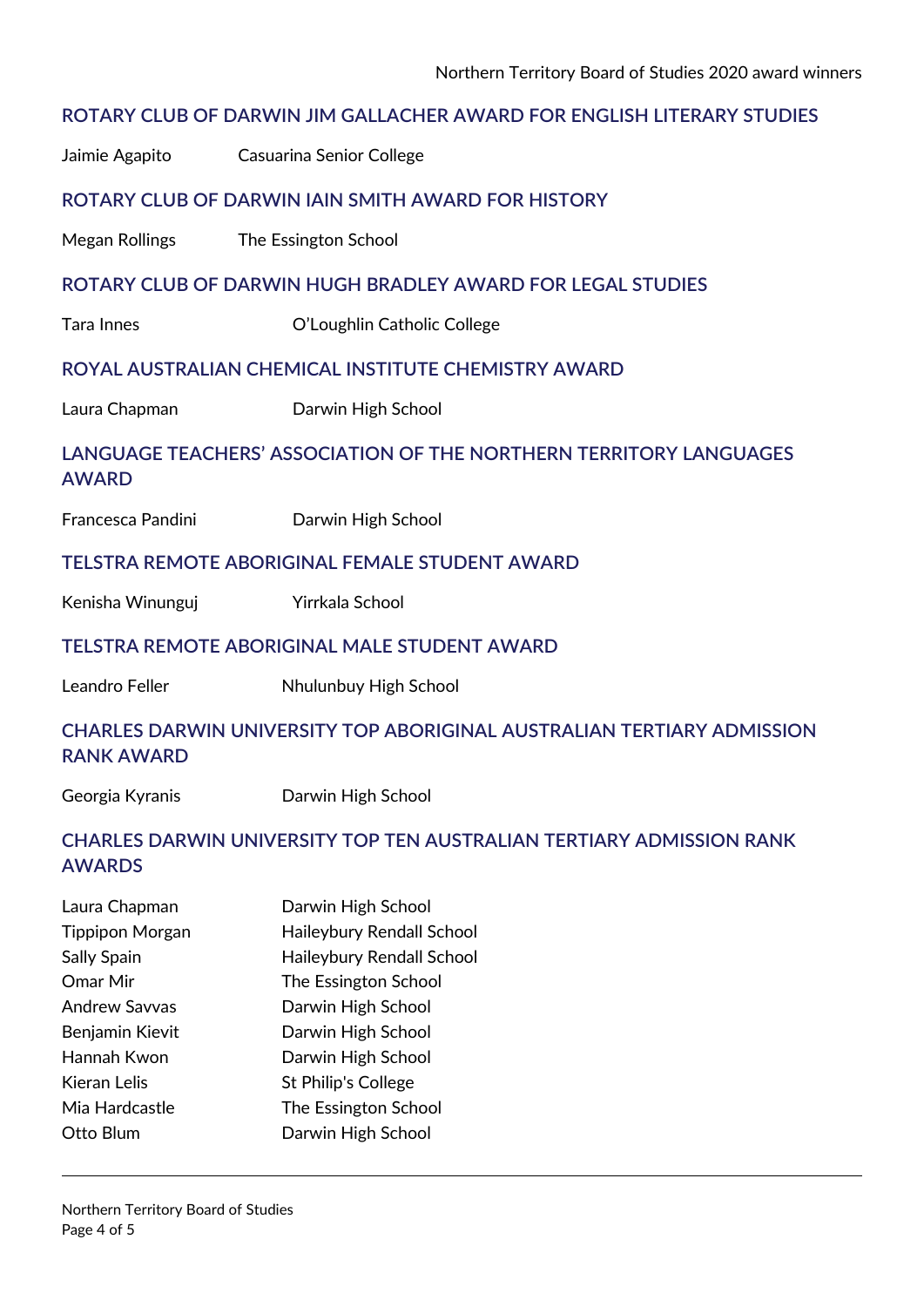## ROTARY CLUB OF DARWIN JIM GALLACHER AWARD FOR ENGLISH LITERARY STUDIES

Jaimie Agapito Casuarina Senior College

## ROTARY CLUB OF DARWIN IAIN SMITH AWARD FOR HISTORY

Megan Rollings The Essington School

## ROTARY CLUB OF DARWIN HUGH BRADLEY AWARD FOR LEGAL STUDIES

Tara Innes O'Loughlin Catholic College

## ROYAL AUSTRALIAN CHEMICAL INSTITUTE CHEMISTRY AWARD

Laura Chapman Darwin High School

## LANGUAGE TEACHERS' ASSOCIATION OF THE NORTHERN TERRITORY LANGUAGES AWARD

Francesca Pandini Darwin High School

## TELSTRA REMOTE ABORIGINAL FEMALE STUDENT AWARD

Kenisha Winunguj Yirrkala School

## TELSTRA REMOTE ABORIGINAL MALE STUDENT AWARD

Leandro Feller Nhulunbuy High School

## CHARLES DARWIN UNIVERSITY TOP ABORIGINAL AUSTRALIAN TERTIARY ADMISSION RANK AWARD

Georgia Kyranis Darwin High School

## CHARLES DARWIN UNIVERSITY TOP TEN AUSTRALIAN TERTIARY ADMISSION RANK AWARDS

| | |
|---|---|
| Laura Chapman | Darwin High School |
| Tippipon Morgan | Haileybury Rendall School |
| Sally Spain | Haileybury Rendall School |
| Omar Mir | The Essington School |
| Andrew Savvas | Darwin High School |
| Benjamin Kievit | Darwin High School |
| Hannah Kwon | Darwin High School |
| Kieran Lelis | St Philip's College |
| Mia Hardcastle | The Essington School |
| Otto Blum | Darwin High School |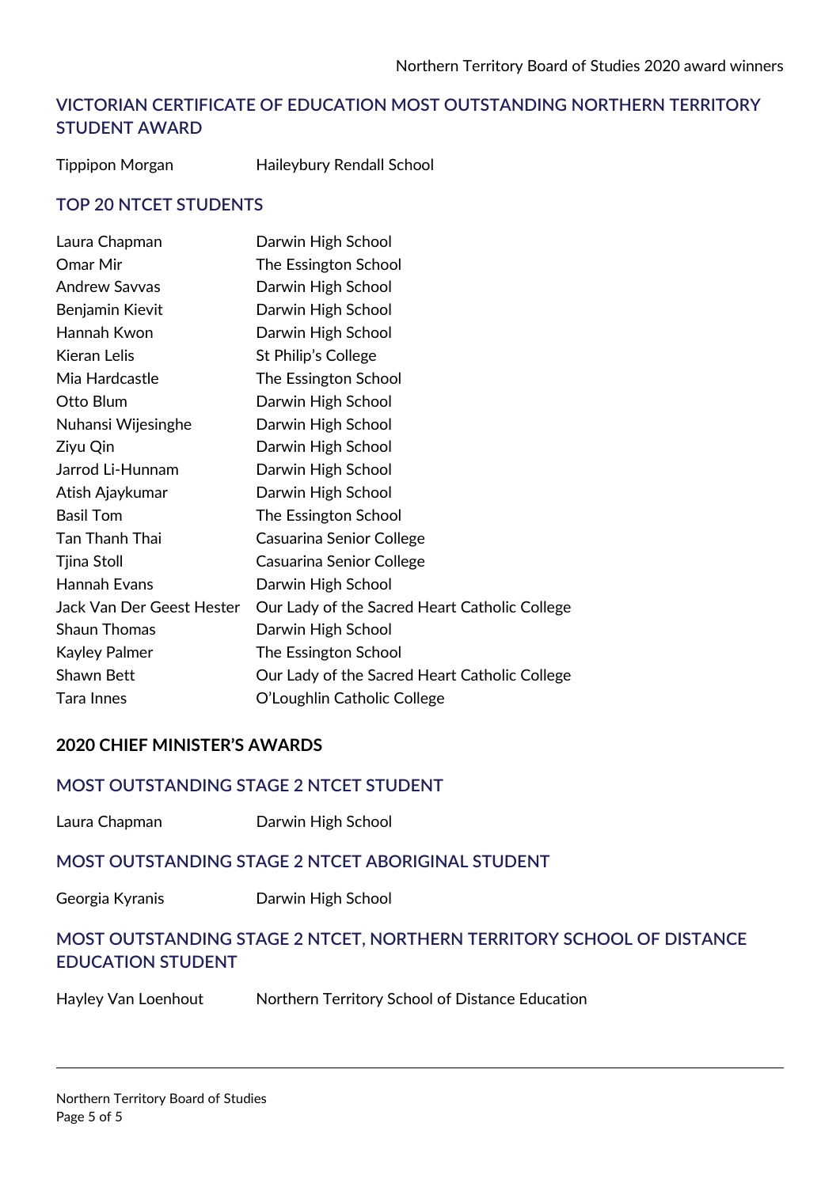## VICTORIAN CERTIFICATE OF EDUCATION MOST OUTSTANDING NORTHERN TERRITORY STUDENT AWARD

| | |
|---|---|
| Tippipon Morgan | Haileybury Rendall School |

## TOP 20 NTCET STUDENTS

| | |
|---|---|
| Laura Chapman | Darwin High School |
| Omar Mir | The Essington School |
| Andrew Savvas | Darwin High School |
| Benjamin Kievit | Darwin High School |
| Hannah Kwon | Darwin High School |
| Kieran Lelis | St Philip's College |
| Mia Hardcastle | The Essington School |
| Otto Blum | Darwin High School |
| Nuhansi Wijesinghe | Darwin High School |
| Ziyu Qin | Darwin High School |
| Jarrod Li-Hunnam | Darwin High School |
| Atish Ajaykumar | Darwin High School |
| Basil Tom | The Essington School |
| Tan Thanh Thai | Casuarina Senior College |
| Tjina Stoll | Casuarina Senior College |
| Hannah Evans | Darwin High School |
| Jack Van Der Geest Hester | Our Lady of the Sacred Heart Catholic College |
| Shaun Thomas | Darwin High School |
| Kayley Palmer | The Essington School |
| Shawn Bett | Our Lady of the Sacred Heart Catholic College |
| Tara Innes | O'Loughlin Catholic College |

# 2020 CHIEF MINISTER'S AWARDS

## MOST OUTSTANDING STAGE 2 NTCET STUDENT

| | |
|---|---|
| Laura Chapman | Darwin High School |

## MOST OUTSTANDING STAGE 2 NTCET ABORIGINAL STUDENT

| | |
|---|---|
| Georgia Kyranis | Darwin High School |

## MOST OUTSTANDING STAGE 2 NTCET, NORTHERN TERRITORY SCHOOL OF DISTANCE EDUCATION STUDENT

| | |
|---|---|
| Hayley Van Loenhout | Northern Territory School of Distance Education |